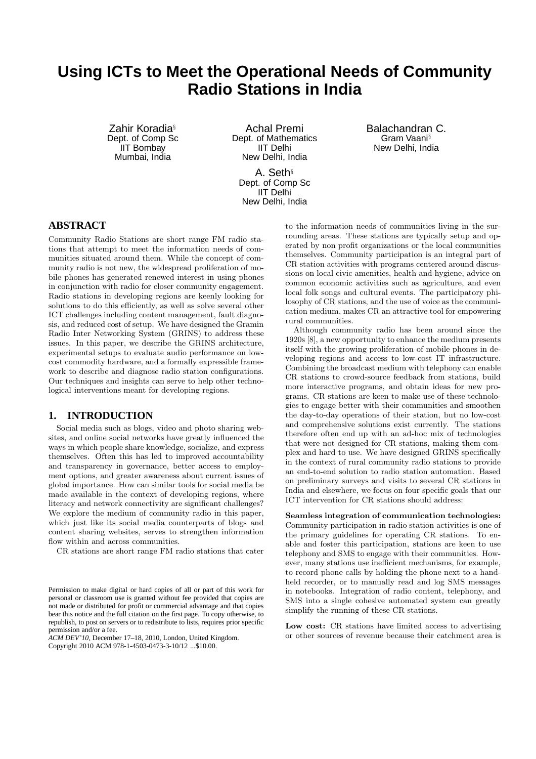# Using ICTs to Meet the Operational Needs of Community Radio Stations in India

Zahir Koradia[§]
Dept. of Comp Sc
IIT Bombay
Mumbai, India

Achal Premi
Dept. of Mathematics
IIT Delhi
New Delhi, India

Balachandran C.
Gram Vaani[§]
New Delhi, India

A. Seth[§]
Dept. of Comp Sc
IIT Delhi
New Delhi, India

## ABSTRACT

Community Radio Stations are short range FM radio stations that attempt to meet the information needs of communities situated around them. While the concept of community radio is not new, the widespread proliferation of mobile phones has generated renewed interest in using phones in conjunction with radio for closer community engagement. Radio stations in developing regions are keenly looking for solutions to do this efficiently, as well as solve several other ICT challenges including content management, fault diagnosis, and reduced cost of setup. We have designed the Gramin Radio Inter Networking System (GRINS) to address these issues. In this paper, we describe the GRINS architecture, experimental setups to evaluate audio performance on low-cost commodity hardware, and a formally expressible framework to describe and diagnose radio station configurations. Our techniques and insights can serve to help other technological interventions meant for developing regions.

## 1. INTRODUCTION

Social media such as blogs, video and photo sharing websites, and online social networks have greatly influenced the ways in which people share knowledge, socialize, and express themselves. Often this has led to improved accountability and transparency in governance, better access to employment options, and greater awareness about current issues of global importance. How can similar tools for social media be made available in the context of developing regions, where literacy and network connectivity are significant challenges? We explore the medium of community radio in this paper, which just like its social media counterparts of blogs and content sharing websites, serves to strengthen information flow within and across communities.

CR stations are short range FM radio stations that cater to the information needs of communities living in the surrounding areas. These stations are typically setup and operated by non profit organizations or the local communities themselves. Community participation is an integral part of CR station activities with programs centered around discussions on local civic amenities, health and hygiene, advice on common economic activities such as agriculture, and even local folk songs and cultural events. The participatory philosophy of CR stations, and the use of voice as the communication medium, makes CR an attractive tool for empowering rural communities.

Although community radio has been around since the 1920s [8], a new opportunity to enhance the medium presents itself with the growing proliferation of mobile phones in developing regions and access to low-cost IT infrastructure. Combining the broadcast medium with telephony can enable CR stations to crowd-source feedback from stations, build more interactive programs, and obtain ideas for new programs. CR stations are keen to make use of these technologies to engage better with their communities and smoothen the day-to-day operations of their station, but no low-cost and comprehensive solutions exist currently. The stations therefore often end up with an ad-hoc mix of technologies that were not designed for CR stations, making them complex and hard to use. We have designed GRINS specifically in the context of rural community radio stations to provide an end-to-end solution to radio station automation. Based on preliminary surveys and visits to several CR stations in India and elsewhere, we focus on four specific goals that our ICT intervention for CR stations should address:

**Seamless integration of communication technologies:** Community participation in radio station activities is one of the primary guidelines for operating CR stations. To enable and foster this participation, stations are keen to use telephony and SMS to engage with their communities. However, many stations use inefficient mechanisms, for example, to record phone calls by holding the phone next to a handheld recorder, or to manually read and log SMS messages in notebooks. Integration of radio content, telephony, and SMS into a single cohesive automated system can greatly simplify the running of these CR stations.

**Low cost:** CR stations have limited access to advertising or other sources of revenue because their catchment area is

Permission to make digital or hard copies of all or part of this work for personal or classroom use is granted without fee provided that copies are not made or distributed for profit or commercial advantage and that copies bear this notice and the full citation on the first page. To copy otherwise, to republish, to post on servers or to redistribute to lists, requires prior specific permission and/or a fee.
*ACM DEV'10*, December 17–18, 2010, London, United Kingdom.
Copyright 2010 ACM 978-1-4503-0473-3-10/12 ...$10.00.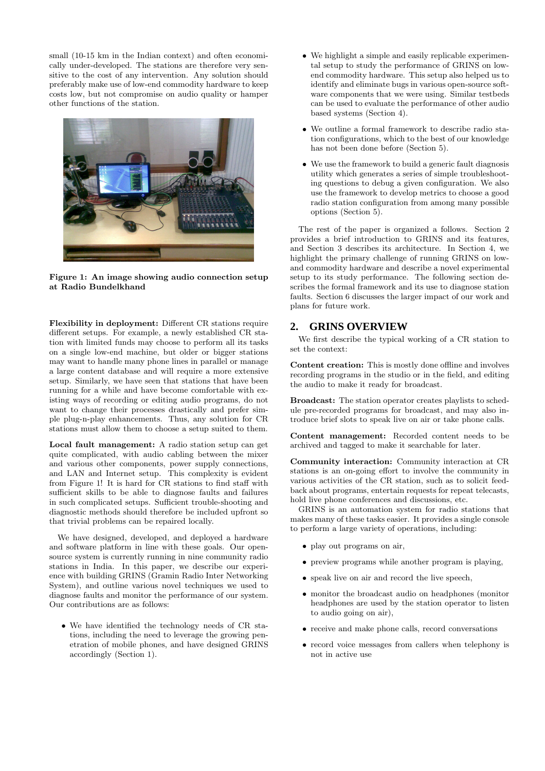small (10-15 km in the Indian context) and often economically under-developed. The stations are therefore very sensitive to the cost of any intervention. Any solution should preferably make use of low-end commodity hardware to keep costs low, but not compromise on audio quality or hamper other functions of the station.

**Figure 1: An image showing audio connection setup at Radio Bundelkhand**

**Flexibility in deployment:** Different CR stations require different setups. For example, a newly established CR station with limited funds may choose to perform all its tasks on a single low-end machine, but older or bigger stations may want to handle many phone lines in parallel or manage a large content database and will require a more extensive setup. Similarly, we have seen that stations that have been running for a while and have become comfortable with existing ways of recording or editing audio programs, do not want to change their processes drastically and prefer simple plug-n-play enhancements. Thus, any solution for CR stations must allow them to choose a setup suited to them.

**Local fault management:** A radio station setup can get quite complicated, with audio cabling between the mixer and various other components, power supply connections, and LAN and Internet setup. This complexity is evident from Figure 1! It is hard for CR stations to find staff with sufficient skills to be able to diagnose faults and failures in such complicated setups. Sufficient trouble-shooting and diagnostic methods should therefore be included upfront so that trivial problems can be repaired locally.

We have designed, developed, and deployed a hardware and software platform in line with these goals. Our open-source system is currently running in nine community radio stations in India. In this paper, we describe our experience with building GRINS (Gramin Radio Inter Networking System), and outline various novel techniques we used to diagnose faults and monitor the performance of our system. Our contributions are as follows:

- We have identified the technology needs of CR stations, including the need to leverage the growing penetration of mobile phones, and have designed GRINS accordingly (Section 1).
- We highlight a simple and easily replicable experimental setup to study the performance of GRINS on low-end commodity hardware. This setup also helped us to identify and eliminate bugs in various open-source software components that we were using. Similar testbeds can be used to evaluate the performance of other audio based systems (Section 4).
- We outline a formal framework to describe radio station configurations, which to the best of our knowledge has not been done before (Section 5).
- We use the framework to build a generic fault diagnosis utility which generates a series of simple troubleshooting questions to debug a given configuration. We also use the framework to develop metrics to choose a good radio station configuration from among many possible options (Section 5).

The rest of the paper is organized a follows. Section 2 provides a brief introduction to GRINS and its features, and Section 3 describes its architecture. In Section 4, we highlight the primary challenge of running GRINS on lowand commodity hardware and describe a novel experimental setup to its study performance. The following section describes the formal framework and its use to diagnose station faults. Section 6 discusses the larger impact of our work and plans for future work.

## 2. GRINS OVERVIEW

We first describe the typical working of a CR station to set the context:

**Content creation:** This is mostly done offline and involves recording programs in the studio or in the field, and editing the audio to make it ready for broadcast.

**Broadcast:** The station operator creates playlists to schedule pre-recorded programs for broadcast, and may also introduce brief slots to speak live on air or take phone calls.

**Content management:** Recorded content needs to be archived and tagged to make it searchable for later.

**Community interaction:** Community interaction at CR stations is an on-going effort to involve the community in various activities of the CR station, such as to solicit feedback about programs, entertain requests for repeat telecasts, hold live phone conferences and discussions, etc.

GRINS is an automation system for radio stations that makes many of these tasks easier. It provides a single console to perform a large variety of operations, including:

- play out programs on air,
- preview programs while another program is playing,
- speak live on air and record the live speech,
- monitor the broadcast audio on headphones (monitor headphones are used by the station operator to listen to audio going on air),
- receive and make phone calls, record conversations
- record voice messages from callers when telephony is not in active use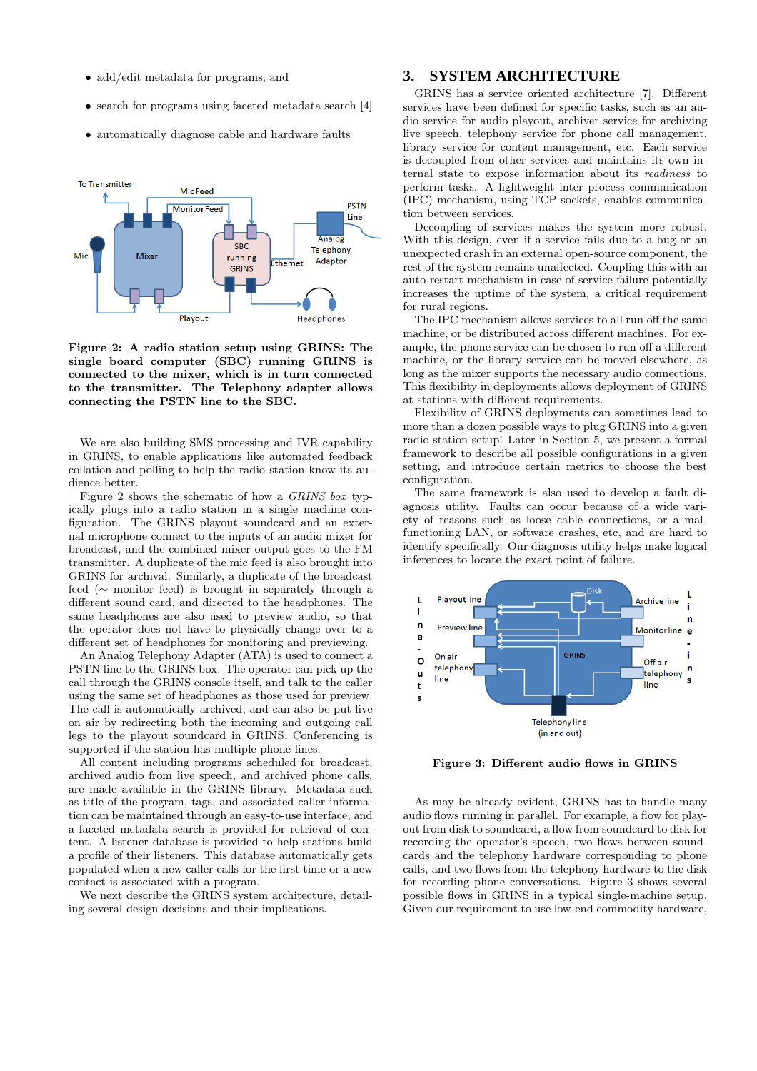- add/edit metadata for programs, and
- search for programs using faceted metadata search [4]
- automatically diagnose cable and hardware faults

To Transmitter
Mic Feed
Monitor Feed
PSTN Line
Mic
Mixer
SBC running GRINS
Ethernet
Analog Telephony Adaptor
Playout
Headphones

**Figure 2: A radio station setup using GRINS: The single board computer (SBC) running GRINS is connected to the mixer, which is in turn connected to the transmitter. The Telephony adapter allows connecting the PSTN line to the SBC.**

We are also building SMS processing and IVR capability in GRINS, to enable applications like automated feedback collation and polling to help the radio station know its audience better.

Figure 2 shows the schematic of how a *GRINS box* typically plugs into a radio station in a single machine configuration. The GRINS playout soundcard and an external microphone connect to the inputs of an audio mixer for broadcast, and the combined mixer output goes to the FM transmitter. A duplicate of the mic feed is also brought into GRINS for archival. Similarly, a duplicate of the broadcast feed ($\sim$ monitor feed) is brought in separately through a different sound card, and directed to the headphones. The same headphones are also used to preview audio, so that the operator does not have to physically change over to a different set of headphones for monitoring and previewing.

An Analog Telephony Adapter (ATA) is used to connect a PSTN line to the GRINS box. The operator can pick up the call through the GRINS console itself, and talk to the caller using the same set of headphones as those used for preview. The call is automatically archived, and can also be put live on air by redirecting both the incoming and outgoing call legs to the playout soundcard in GRINS. Conferencing is supported if the station has multiple phone lines.

All content including programs scheduled for broadcast, archived audio from live speech, and archived phone calls, are made available in the GRINS library. Metadata such as title of the program, tags, and associated caller information can be maintained through an easy-to-use interface, and a faceted metadata search is provided for retrieval of content. A listener database is provided to help stations build a profile of their listeners. This database automatically gets populated when a new caller calls for the first time or a new contact is associated with a program.

We next describe the GRINS system architecture, detailing several design decisions and their implications.

## 3. SYSTEM ARCHITECTURE

GRINS has a service oriented architecture [7]. Different services have been defined for specific tasks, such as an audio service for audio playout, archiver service for archiving live speech, telephony service for phone call management, library service for content management, etc. Each service is decoupled from other services and maintains its own internal state to expose information about its *readiness* to perform tasks. A lightweight inter process communication (IPC) mechanism, using TCP sockets, enables communication between services.

Decoupling of services makes the system more robust. With this design, even if a service fails due to a bug or an unexpected crash in an external open-source component, the rest of the system remains unaffected. Coupling this with an auto-restart mechanism in case of service failure potentially increases the uptime of the system, a critical requirement for rural regions.

The IPC mechanism allows services to all run off the same machine, or be distributed across different machines. For example, the phone service can be chosen to run off a different machine, or the library service can be moved elsewhere, as long as the mixer supports the necessary audio connections. This flexibility in deployments allows deployment of GRINS at stations with different requirements.

Flexibility of GRINS deployments can sometimes lead to more than a dozen possible ways to plug GRINS into a given radio station setup! Later in Section 5, we present a formal framework to describe all possible configurations in a given setting, and introduce certain metrics to choose the best configuration.

The same framework is also used to develop a fault diagnosis utility. Faults can occur because of a wide variety of reasons such as loose cable connections, or a malfunctioning LAN, or software crashes, etc, and are hard to identify specifically. Our diagnosis utility helps make logical inferences to locate the exact point of failure.

Line-Outs
Playout line
Preview line
On air telephony line
Disk
GRINS
Line-ins
Archive line
Monitor line
Off air telephony line
Telephony line (in and out)

**Figure 3: Different audio flows in GRINS**

As may be already evident, GRINS has to handle many audio flows running in parallel. For example, a flow for playout from disk to soundcard, a flow from soundcard to disk for recording the operator's speech, two flows between soundcards and the telephony hardware corresponding to phone calls, and two flows from the telephony hardware to the disk for recording phone conversations. Figure 3 shows several possible flows in GRINS in a typical single-machine setup. Given our requirement to use low-end commodity hardware,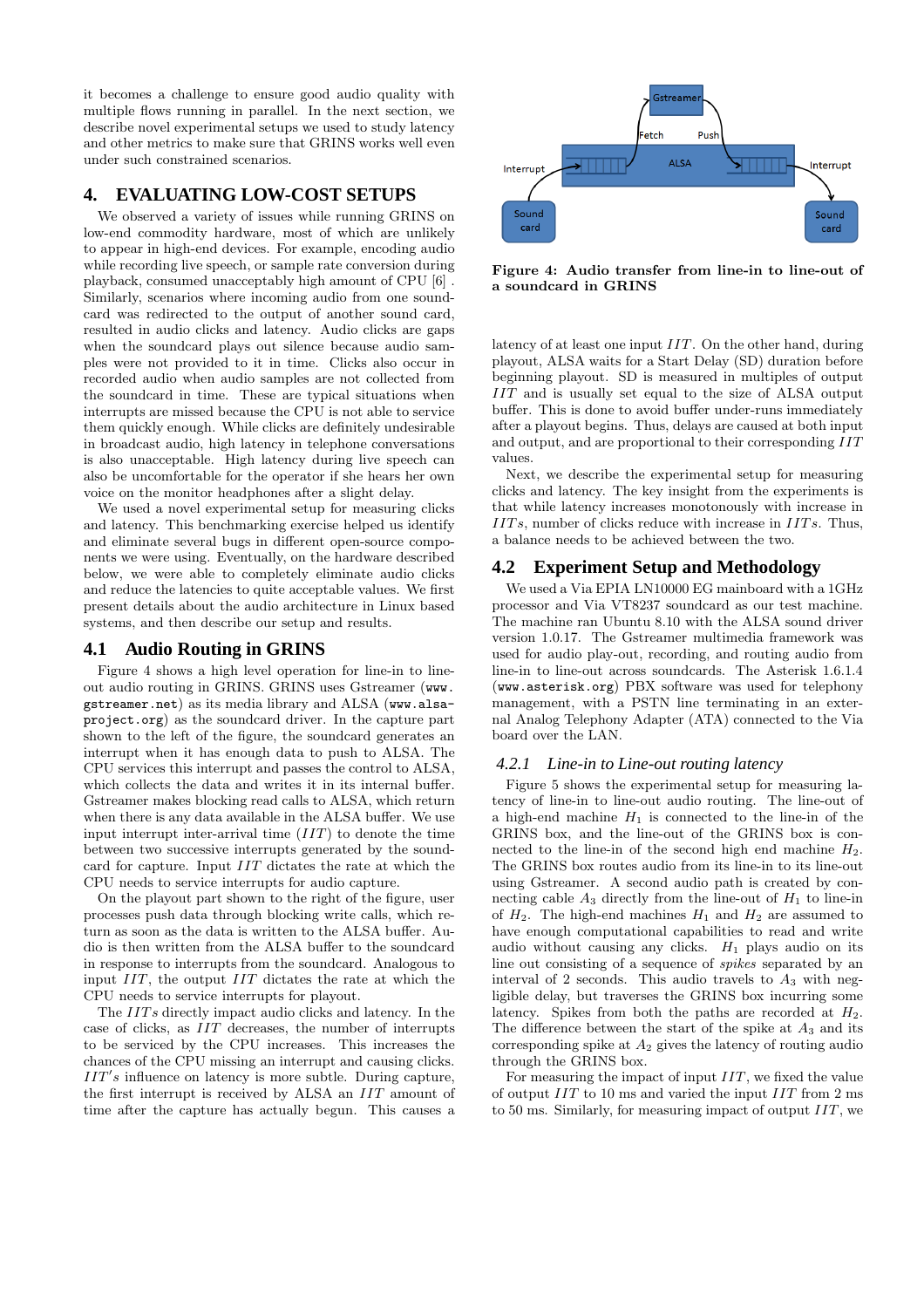it becomes a challenge to ensure good audio quality with multiple flows running in parallel. In the next section, we describe novel experimental setups we used to study latency and other metrics to make sure that GRINS works well even under such constrained scenarios.

## 4. EVALUATING LOW-COST SETUPS

We observed a variety of issues while running GRINS on low-end commodity hardware, most of which are unlikely to appear in high-end devices. For example, encoding audio while recording live speech, or sample rate conversion during playback, consumed unacceptably high amount of CPU [6] . Similarly, scenarios where incoming audio from one soundcard was redirected to the output of another sound card, resulted in audio clicks and latency. Audio clicks are gaps when the soundcard plays out silence because audio samples were not provided to it in time. Clicks also occur in recorded audio when audio samples are not collected from the soundcard in time. These are typical situations when interrupts are missed because the CPU is not able to service them quickly enough. While clicks are definitely undesirable in broadcast audio, high latency in telephone conversations is also unacceptable. High latency during live speech can also be uncomfortable for the operator if she hears her own voice on the monitor headphones after a slight delay.

We used a novel experimental setup for measuring clicks and latency. This benchmarking exercise helped us identify and eliminate several bugs in different open-source components we were using. Eventually, on the hardware described below, we were able to completely eliminate audio clicks and reduce the latencies to quite acceptable values. We first present details about the audio architecture in Linux based systems, and then describe our setup and results.

### 4.1 Audio Routing in GRINS

Figure 4 shows a high level operation for line-in to line-out audio routing in GRINS. GRINS uses Gstreamer (`www.gstreamer.net`) as its media library and ALSA (`www.alsa-project.org`) as the soundcard driver. In the capture part shown to the left of the figure, the soundcard generates an interrupt when it has enough data to push to ALSA. The CPU services this interrupt and passes the control to ALSA, which collects the data and writes it in its internal buffer. Gstreamer makes blocking read calls to ALSA, which return when there is any data available in the ALSA buffer. We use input interrupt inter-arrival time ($IIT$) to denote the time between two successive interrupts generated by the soundcard for capture. Input $IIT$ dictates the rate at which the CPU needs to service interrupts for audio capture.

On the playout part shown to the right of the figure, user processes push data through blocking write calls, which return as soon as the data is written to the ALSA buffer. Audio is then written from the ALSA buffer to the soundcard in response to interrupts from the soundcard. Analogous to input $IIT$, the output $IIT$ dictates the rate at which the CPU needs to service interrupts for playout.

The $IIT$s directly impact audio clicks and latency. In the case of clicks, as $IIT$ decreases, the number of interrupts to be serviced by the CPU increases. This increases the chances of the CPU missing an interrupt and causing clicks. $IIT'$s influence on latency is more subtle. During capture, the first interrupt is received by ALSA an $IIT$ amount of time after the capture has actually begun. This causes a

Gstreamer
Fetch
Push
ALSA
Interrupt
Interrupt
Sound card
Sound card

**Figure 4: Audio transfer from line-in to line-out of a soundcard in GRINS**

latency of at least one input $IIT$. On the other hand, during playout, ALSA waits for a Start Delay (SD) duration before beginning playout. SD is measured in multiples of output $IIT$ and is usually set equal to the size of ALSA output buffer. This is done to avoid buffer under-runs immediately after a playout begins. Thus, delays are caused at both input and output, and are proportional to their corresponding $IIT$ values.

Next, we describe the experimental setup for measuring clicks and latency. The key insight from the experiments is that while latency increases monotonously with increase in $IIT$s, number of clicks reduce with increase in $IIT$s. Thus, a balance needs to be achieved between the two.

### 4.2 Experiment Setup and Methodology

We used a Via EPIA LN10000 EG mainboard with a 1GHz processor and Via VT8237 soundcard as our test machine. The machine ran Ubuntu 8.10 with the ALSA sound driver version 1.0.17. The Gstreamer multimedia framework was used for audio play-out, recording, and routing audio from line-in to line-out across soundcards. The Asterisk 1.6.1.4 (`www.asterisk.org`) PBX software was used for telephony management, with a PSTN line terminating in an external Analog Telephony Adapter (ATA) connected to the Via board over the LAN.

#### 4.2.1 Line-in to Line-out routing latency

Figure 5 shows the experimental setup for measuring latency of line-in to line-out audio routing. The line-out of a high-end machine $H_1$ is connected to the line-in of the GRINS box, and the line-out of the GRINS box is connected to the line-in of the second high end machine $H_2$. The GRINS box routes audio from its line-in to its line-out using Gstreamer. A second audio path is created by connecting cable $A_3$ directly from the line-out of $H_1$ to line-in of $H_2$. The high-end machines $H_1$ and $H_2$ are assumed to have enough computational capabilities to read and write audio without causing any clicks. $H_1$ plays audio on its line out consisting of a sequence of *spikes* separated by an interval of 2 seconds. This audio travels to $A_3$ with negligible delay, but traverses the GRINS box incurring some latency. Spikes from both the paths are recorded at $H_2$. The difference between the start of the spike at $A_3$ and its corresponding spike at $A_2$ gives the latency of routing audio through the GRINS box.

For measuring the impact of input $IIT$, we fixed the value of output $IIT$ to 10 ms and varied the input $IIT$ from 2 ms to 50 ms. Similarly, for measuring impact of output $IIT$, we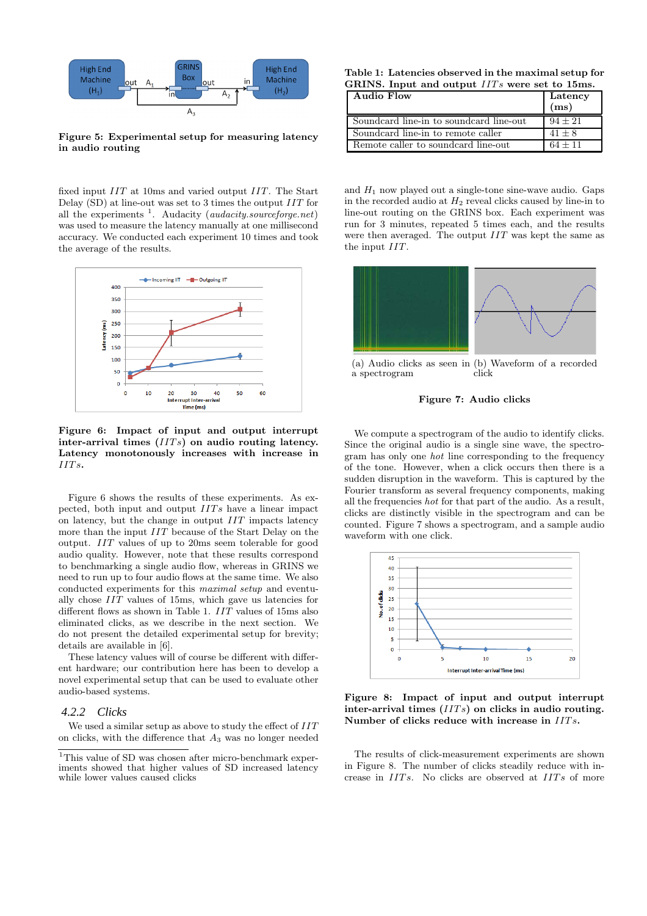Figure 5: **Experimental setup for measuring latency in audio routing**

fixed input $IIT$ at 10ms and varied output $IIT$. The Start Delay (SD) at line-out was set to 3 times the output $IIT$ for all the experiments [1]. Audacity (*audacity.sourceforge.net*) was used to measure the latency manually at one millisecond accuracy. We conducted each experiment 10 times and took the average of the results.

**Figure 6: Impact of input and output interrupt inter-arrival times ($IITs$) on audio routing latency. Latency monotonously increases with increase in $IITs$.**

Figure 6 shows the results of these experiments. As expected, both input and output $IITs$ have a linear impact on latency, but the change in output $IIT$ impacts latency more than the input $IIT$ because of the Start Delay on the output. $IIT$ values of up to 20ms seem tolerable for good audio quality. However, note that these results correspond to benchmarking a single audio flow, whereas in GRINS we need to run up to four audio flows at the same time. We also conducted experiments for this *maximal setup* and eventually chose $IIT$ values of 15ms, which gave us latencies for different flows as shown in Table 1. $IIT$ values of 15ms also eliminated clicks, as we describe in the next section. We do not present the detailed experimental setup for brevity; details are available in [6].

These latency values will of course be different with different hardware; our contribution here has been to develop a novel experimental setup that can be used to evaluate other audio-based systems.

### 4.2.2 Clicks

We used a similar setup as above to study the effect of $IIT$ on clicks, with the difference that $A_3$ was no longer needed

[1] This value of SD was chosen after micro-benchmark experiments showed that higher values of SD increased latency while lower values caused clicks

**Table 1: Latencies observed in the maximal setup for GRINS. Input and output $IITs$ were set to 15ms.**

| Audio Flow | Latency (ms) |
|---|---|
| Soundcard line-in to soundcard line-out | $94 \pm 21$ |
| Soundcard line-in to remote caller | $41 \pm 8$ |
| Remote caller to soundcard line-out | $64 \pm 11$ |

and $H_1$ now played out a single-tone sine-wave audio. Gaps in the recorded audio at $H_2$ reveal clicks caused by line-in to line-out routing on the GRINS box. Each experiment was run for 3 minutes, repeated 5 times each, and the results were then averaged. The output $IIT$ was kept the same as the input $IIT$.

(a) Audio clicks as seen in a spectrogram

(b) Waveform of a recorded click

**Figure 7: Audio clicks**

We compute a spectrogram of the audio to identify clicks. Since the original audio is a single sine wave, the spectrogram has only one *hot* line corresponding to the frequency of the tone. However, when a click occurs then there is a sudden disruption in the waveform. This is captured by the Fourier transform as several frequency components, making all the frequencies *hot* for that part of the audio. As a result, clicks are distinctly visible in the spectrogram and can be counted. Figure 7 shows a spectrogram, and a sample audio waveform with one click.

**Figure 8: Impact of input and output interrupt inter-arrival times ($IITs$) on clicks in audio routing. Number of clicks reduce with increase in $IITs$.**

The results of click-measurement experiments are shown in Figure 8. The number of clicks steadily reduce with increase in $IITs$. No clicks are observed at $IITs$ of more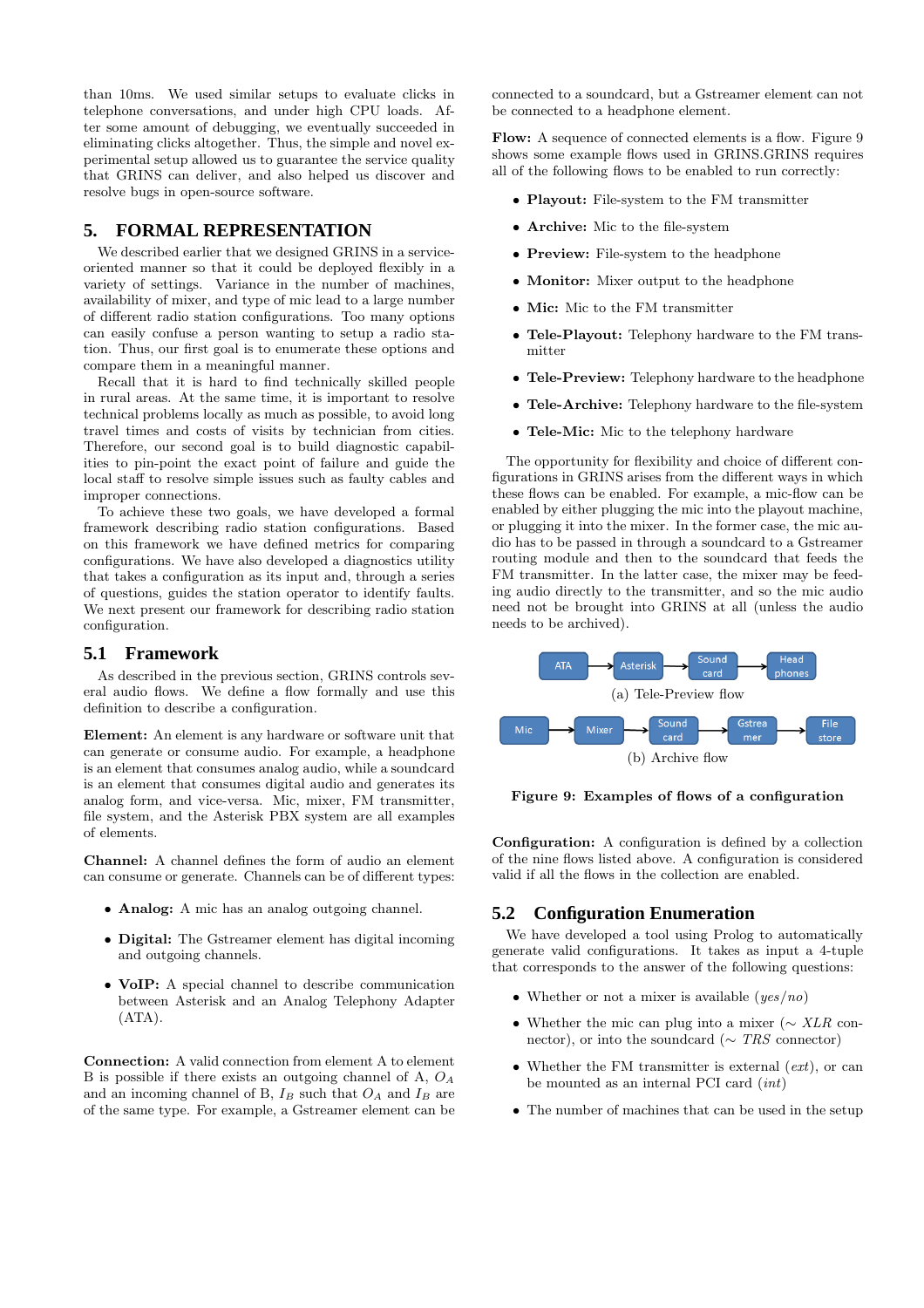than 10ms. We used similar setups to evaluate clicks in telephone conversations, and under high CPU loads. After some amount of debugging, we eventually succeeded in eliminating clicks altogether. Thus, the simple and novel experimental setup allowed us to guarantee the service quality that GRINS can deliver, and also helped us discover and resolve bugs in open-source software.

# 5. FORMAL REPRESENTATION

We described earlier that we designed GRINS in a service-oriented manner so that it could be deployed flexibly in a variety of settings. Variance in the number of machines, availability of mixer, and type of mic lead to a large number of different radio station configurations. Too many options can easily confuse a person wanting to setup a radio station. Thus, our first goal is to enumerate these options and compare them in a meaningful manner.

Recall that it is hard to find technically skilled people in rural areas. At the same time, it is important to resolve technical problems locally as much as possible, to avoid long travel times and costs of visits by technician from cities. Therefore, our second goal is to build diagnostic capabilities to pin-point the exact point of failure and guide the local staff to resolve simple issues such as faulty cables and improper connections.

To achieve these two goals, we have developed a formal framework describing radio station configurations. Based on this framework we have defined metrics for comparing configurations. We have also developed a diagnostics utility that takes a configuration as its input and, through a series of questions, guides the station operator to identify faults. We next present our framework for describing radio station configuration.

## 5.1 Framework

As described in the previous section, GRINS controls several audio flows. We define a flow formally and use this definition to describe a configuration.

**Element:** An element is any hardware or software unit that can generate or consume audio. For example, a headphone is an element that consumes analog audio, while a soundcard is an element that consumes digital audio and generates its analog form, and vice-versa. Mic, mixer, FM transmitter, file system, and the Asterisk PBX system are all examples of elements.

**Channel:** A channel defines the form of audio an element can consume or generate. Channels can be of different types:

- **Analog:** A mic has an analog outgoing channel.
- **Digital:** The Gstreamer element has digital incoming and outgoing channels.
- **VoIP:** A special channel to describe communication between Asterisk and an Analog Telephony Adapter (ATA).

**Connection:** A valid connection from element A to element B is possible if there exists an outgoing channel of A, $O_A$ and an incoming channel of B, $I_B$ such that $O_A$ and $I_B$ are of the same type. For example, a Gstreamer element can be connected to a soundcard, but a Gstreamer element can not be connected to a headphone element.

**Flow:** A sequence of connected elements is a flow. Figure 9 shows some example flows used in GRINS.GRINS requires all of the following flows to be enabled to run correctly:

- **Playout:** File-system to the FM transmitter
- **Archive:** Mic to the file-system
- **Preview:** File-system to the headphone
- **Monitor:** Mixer output to the headphone
- **Mic:** Mic to the FM transmitter
- **Tele-Playout:** Telephony hardware to the FM transmitter
- **Tele-Preview:** Telephony hardware to the headphone
- **Tele-Archive:** Telephony hardware to the file-system
- **Tele-Mic:** Mic to the telephony hardware

The opportunity for flexibility and choice of different configurations in GRINS arises from the different ways in which these flows can be enabled. For example, a mic-flow can be enabled by either plugging the mic into the playout machine, or plugging it into the mixer. In the former case, the mic audio has to be passed in through a soundcard to a Gstreamer routing module and then to the soundcard that feeds the FM transmitter. In the latter case, the mixer may be feeding audio directly to the transmitter, and so the mic audio need not be brought into GRINS at all (unless the audio needs to be archived).

ATA → Asterisk → Sound card → Head phones

(a) Tele-Preview flow

Mic → Mixer → Sound card → Gstreamer → File store

(b) Archive flow

**Figure 9: Examples of flows of a configuration**

**Configuration:** A configuration is defined by a collection of the nine flows listed above. A configuration is considered valid if all the flows in the collection are enabled.

## 5.2 Configuration Enumeration

We have developed a tool using Prolog to automatically generate valid configurations. It takes as input a 4-tuple that corresponds to the answer of the following questions:

- Whether or not a mixer is available (*yes*/*no*)
- Whether the mic can plug into a mixer ($\sim$ *XLR* connector), or into the soundcard ($\sim$ *TRS* connector)
- Whether the FM transmitter is external (*ext*), or can be mounted as an internal PCI card (*int*)
- The number of machines that can be used in the setup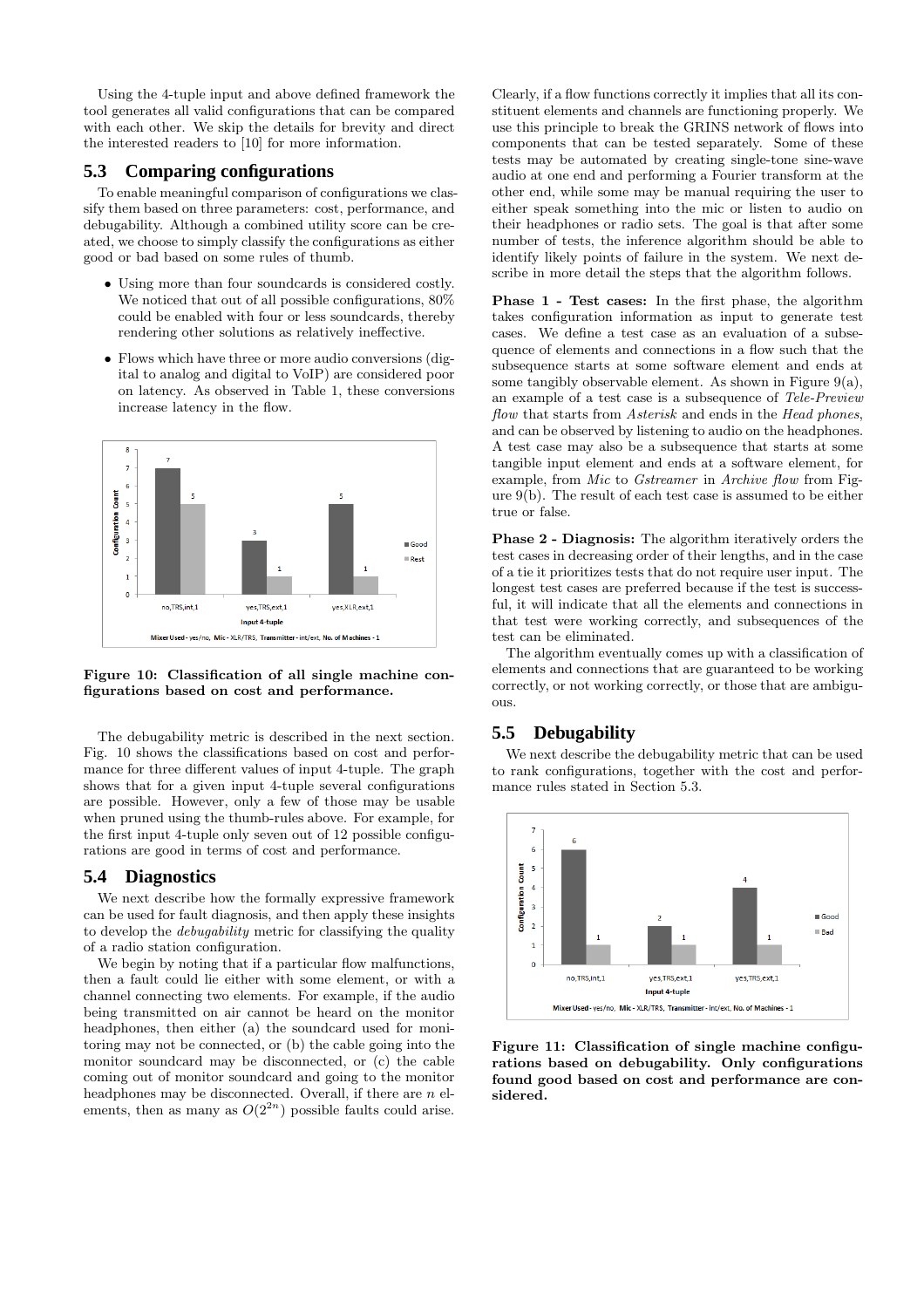Using the 4-tuple input and above defined framework the tool generates all valid configurations that can be compared with each other. We skip the details for brevity and direct the interested readers to [10] for more information.

## 5.3 Comparing configurations

To enable meaningful comparison of configurations we classify them based on three parameters: cost, performance, and debugability. Although a combined utility score can be created, we choose to simply classify the configurations as either good or bad based on some rules of thumb.

- Using more than four soundcards is considered costly. We noticed that out of all possible configurations, 80% could be enabled with four or less soundcards, thereby rendering other solutions as relatively ineffective.
- Flows which have three or more audio conversions (digital to analog and digital to VoIP) are considered poor on latency. As observed in Table 1, these conversions increase latency in the flow.

Configuration Count
8
7
6
5
4
3
2
1
0
7
5
3
1
5
1
no,TRS,int,1
yes,TRS,ext,1
yes,XLR,ext,1
Input 4-tuple
Good
Rest
Mixer Used - yes/no, Mic - XLR/TRS, Transmitter - int/ext, No. of Machines - 1

**Figure 10: Classification of all single machine configurations based on cost and performance.**

The debugability metric is described in the next section. Fig. 10 shows the classifications based on cost and performance for three different values of input 4-tuple. The graph shows that for a given input 4-tuple several configurations are possible. However, only a few of those may be usable when pruned using the thumb-rules above. For example, for the first input 4-tuple only seven out of 12 possible configurations are good in terms of cost and performance.

## 5.4 Diagnostics

We next describe how the formally expressive framework can be used for fault diagnosis, and then apply these insights to develop the *debugability* metric for classifying the quality of a radio station configuration.

We begin by noting that if a particular flow malfunctions, then a fault could lie either with some element, or with a channel connecting two elements. For example, if the audio being transmitted on air cannot be heard on the monitor headphones, then either (a) the soundcard used for monitoring may not be connected, or (b) the cable going into the monitor soundcard may be disconnected, or (c) the cable coming out of monitor soundcard and going to the monitor headphones may be disconnected. Overall, if there are $n$ elements, then as many as $O(2^{2n})$ possible faults could arise. Clearly, if a flow functions correctly it implies that all its constituent elements and channels are functioning properly. We use this principle to break the GRINS network of flows into components that can be tested separately. Some of these tests may be automated by creating single-tone sine-wave audio at one end and performing a Fourier transform at the other end, while some may be manual requiring the user to either speak something into the mic or listen to audio on their headphones or radio sets. The goal is that after some number of tests, the inference algorithm should be able to identify likely points of failure in the system. We next describe in more detail the steps that the algorithm follows.

**Phase 1 - Test cases:** In the first phase, the algorithm takes configuration information as input to generate test cases. We define a test case as an evaluation of a subsequence of elements and connections in a flow such that the subsequence starts at some software element and ends at some tangibly observable element. As shown in Figure 9(a), an example of a test case is a subsequence of *Tele-Preview flow* that starts from *Asterisk* and ends in the *Head phones*, and can be observed by listening to audio on the headphones. A test case may also be a subsequence that starts at some tangible input element and ends at a software element, for example, from *Mic* to *Gstreamer* in *Archive flow* from Figure 9(b). The result of each test case is assumed to be either true or false.

**Phase 2 - Diagnosis:** The algorithm iteratively orders the test cases in decreasing order of their lengths, and in the case of a tie it prioritizes tests that do not require user input. The longest test cases are preferred because if the test is successful, it will indicate that all the elements and connections in that test were working correctly, and subsequences of the test can be eliminated.

The algorithm eventually comes up with a classification of elements and connections that are guaranteed to be working correctly, or not working correctly, or those that are ambiguous.

## 5.5 Debugability

We next describe the debugability metric that can be used to rank configurations, together with the cost and performance rules stated in Section 5.3.

Configuration Count
7
6
5
4
3
2
1
0
6
1
2
1
4
1
no,TRS,int,1
yes,TRS,ext,1
yes,TRS,ext,1
Input 4-tuple
Good
Bad
Mixer Used - yes/no, Mic - XLR/TRS, Transmitter - int/ext, No. of Machines - 1

**Figure 11: Classification of single machine configurations based on debugability. Only configurations found good based on cost and performance are considered.**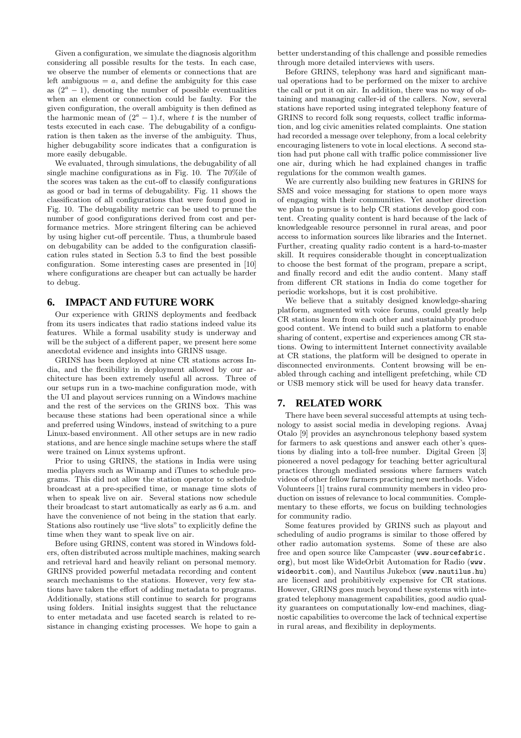Given a configuration, we simulate the diagnosis algorithm considering all possible results for the tests. In each case, we observe the number of elements or connections that are left ambiguous $= a$, and define the ambiguity for this case as $(2^a - 1)$, denoting the number of possible eventualities when an element or connection could be faulty. For the given configuration, the overall ambiguity is then defined as the harmonic mean of $(2^a - 1).t$, where $t$ is the number of tests executed in each case. The debugability of a configuration is then taken as the inverse of the ambiguity. Thus, higher debugability score indicates that a configuration is more easily debugable.

We evaluated, through simulations, the debugability of all single machine configurations as in Fig. 10. The 70%ile of the scores was taken as the cut-off to classify configurations as good or bad in terms of debugability. Fig. 11 shows the classification of all configurations that were found good in Fig. 10. The debugability metric can be used to prune the number of good configurations derived from cost and performance metrics. More stringent filtering can be achieved by using higher cut-off percentile. Thus, a thumbrule based on debugability can be added to the configuration classification rules stated in Section 5.3 to find the best possible configuration. Some interesting cases are presented in [10] where configurations are cheaper but can actually be harder to debug.

## 6. IMPACT AND FUTURE WORK

Our experience with GRINS deployments and feedback from its users indicates that radio stations indeed value its features. While a formal usability study is underway and will be the subject of a different paper, we present here some anecdotal evidence and insights into GRINS usage.

GRINS has been deployed at nine CR stations across India, and the flexibility in deployment allowed by our architecture has been extremely useful all across. Three of our setups run in a two-machine configuration mode, with the UI and playout services running on a Windows machine and the rest of the services on the GRINS box. This was because these stations had been operational since a while and preferred using Windows, instead of switching to a pure Linux-based environment. All other setups are in new radio stations, and are hence single machine setups where the staff were trained on Linux systems upfront.

Prior to using GRINS, the stations in India were using media players such as Winamp and iTunes to schedule programs. This did not allow the station operator to schedule broadcast at a pre-specified time, or manage time slots of when to speak live on air. Several stations now schedule their broadcast to start automatically as early as 6 a.m. and have the convenience of not being in the station that early. Stations also routinely use "live slots" to explicitly define the time when they want to speak live on air.

Before using GRINS, content was stored in Windows folders, often distributed across multiple machines, making search and retrieval hard and heavily reliant on personal memory. GRINS provided powerful metadata recording and content search mechanisms to the stations. However, very few stations have taken the effort of adding metadata to programs. Additionally, stations still continue to search for programs using folders. Initial insights suggest that the reluctance to enter metadata and use faceted search is related to resistance in changing existing processes. We hope to gain a better understanding of this challenge and possible remedies through more detailed interviews with users.

Before GRINS, telephony was hard and significant manual operations had to be performed on the mixer to archive the call or put it on air. In addition, there was no way of obtaining and managing caller-id of the callers. Now, several stations have reported using integrated telephony feature of GRINS to record folk song requests, collect traffic information, and log civic amenities related complaints. One station had recorded a message over telephony, from a local celebrity encouraging listeners to vote in local elections. A second station had put phone call with traffic police commissioner live one air, during which he had explained changes in traffic regulations for the common wealth games.

We are currently also building new features in GRINS for SMS and voice messaging for stations to open more ways of engaging with their communities. Yet another direction we plan to pursue is to help CR stations develop good content. Creating quality content is hard because of the lack of knowledgeable resource personnel in rural areas, and poor access to information sources like libraries and the Internet. Further, creating quality radio content is a hard-to-master skill. It requires considerable thought in conceptualization to choose the best format of the program, prepare a script, and finally record and edit the audio content. Many staff from different CR stations in India do come together for periodic workshops, but it is cost prohibitive.

We believe that a suitably designed knowledge-sharing platform, augmented with voice forums, could greatly help CR stations learn from each other and sustainably produce good content. We intend to build such a platform to enable sharing of content, expertise and experiences among CR stations. Owing to intermittent Internet connectivity available at CR stations, the platform will be designed to operate in disconnected environments. Content browsing will be enabled through caching and intelligent prefetching, while CD or USB memory stick will be used for heavy data transfer.

## 7. RELATED WORK

There have been several successful attempts at using technology to assist social media in developing regions. Avaaj Otalo [9] provides an asynchronous telephony based system for farmers to ask questions and answer each other's questions by dialing into a toll-free number. Digital Green [3] pioneered a novel pedagogy for teaching better agricultural practices through mediated sessions where farmers watch videos of other fellow farmers practicing new methods. Video Volunteers [1] trains rural community members in video production on issues of relevance to local communities. Complementary to these efforts, we focus on building technologies for community radio.

Some features provided by GRINS such as playout and scheduling of audio programs is similar to those offered by other radio automation systems. Some of these are also free and open source like Campcaster (www.sourcefabric.org), but most like WideOrbit Automation for Radio (www.wideorbit.com), and Nautilus Jukebox (www.nautilus.hu) are licensed and prohibitively expensive for CR stations. However, GRINS goes much beyond these systems with integrated telephony management capabilities, good audio quality guarantees on computationally low-end machines, diagnostic capabilities to overcome the lack of technical expertise in rural areas, and flexibility in deployments.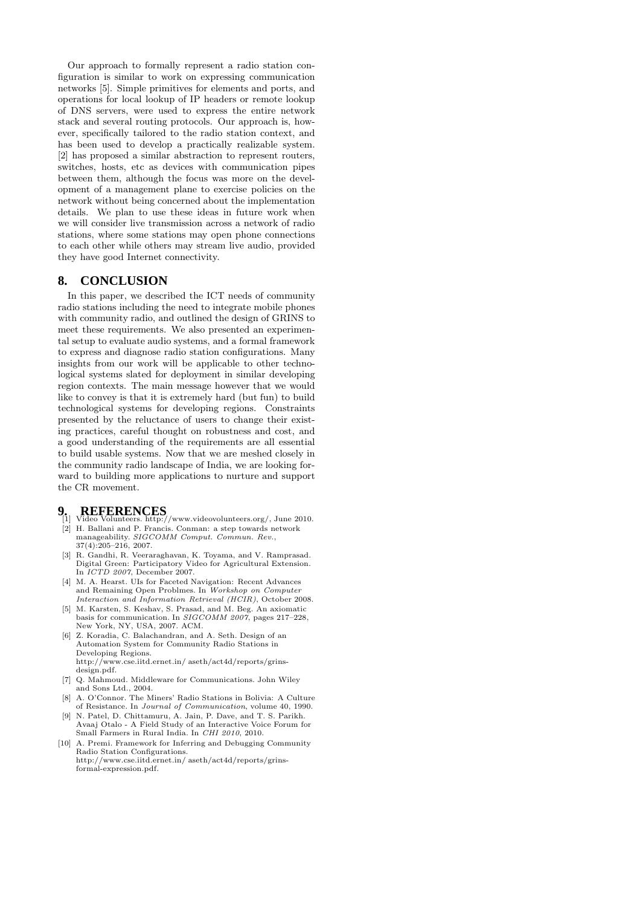Our approach to formally represent a radio station configuration is similar to work on expressing communication networks [5]. Simple primitives for elements and ports, and operations for local lookup of IP headers or remote lookup of DNS servers, were used to express the entire network stack and several routing protocols. Our approach is, however, specifically tailored to the radio station context, and has been used to develop a practically realizable system. [2] has proposed a similar abstraction to represent routers, switches, hosts, etc as devices with communication pipes between them, although the focus was more on the development of a management plane to exercise policies on the network without being concerned about the implementation details. We plan to use these ideas in future work when we will consider live transmission across a network of radio stations, where some stations may open phone connections to each other while others may stream live audio, provided they have good Internet connectivity.

## 8. CONCLUSION

In this paper, we described the ICT needs of community radio stations including the need to integrate mobile phones with community radio, and outlined the design of GRINS to meet these requirements. We also presented an experimental setup to evaluate audio systems, and a formal framework to express and diagnose radio station configurations. Many insights from our work will be applicable to other technological systems slated for deployment in similar developing region contexts. The main message however that we would like to convey is that it is extremely hard (but fun) to build technological systems for developing regions. Constraints presented by the reluctance of users to change their existing practices, careful thought on robustness and cost, and a good understanding of the requirements are all essential to build usable systems. Now that we are meshed closely in the community radio landscape of India, we are looking forward to building more applications to nurture and support the CR movement.

## 9. REFERENCES

[1] Video Volunteers. http://www.videovolunteers.org/, June 2010.

[2] H. Ballani and P. Francis. Conman: a step towards network manageability. *SIGCOMM Comput. Commun. Rev.*, 37(4):205–216, 2007.

[3] R. Gandhi, R. Veeraraghavan, K. Toyama, and V. Ramprasad. Digital Green: Participatory Video for Agricultural Extension. In *ICTD 2007*, December 2007.

[4] M. A. Hearst. UIs for Faceted Navigation: Recent Advances and Remaining Open Problmes. In *Workshop on Computer Interaction and Information Retrieval (HCIR)*, October 2008.

[5] M. Karsten, S. Keshav, S. Prasad, and M. Beg. An axiomatic basis for communication. In *SIGCOMM 2007*, pages 217–228, New York, NY, USA, 2007. ACM.

[6] Z. Koradia, C. Balachandran, and A. Seth. Design of an Automation System for Community Radio Stations in Developing Regions. http://www.cse.iitd.ernet.in/ aseth/act4d/reports/grins-design.pdf.

[7] Q. Mahmoud. Middleware for Communications. John Wiley and Sons Ltd., 2004.

[8] A. O'Connor. The Miners' Radio Stations in Bolivia: A Culture of Resistance. In *Journal of Communication*, volume 40, 1990.

[9] N. Patel, D. Chittamuru, A. Jain, P. Dave, and T. S. Parikh. Avaaj Otalo - A Field Study of an Interactive Voice Forum for Small Farmers in Rural India. In *CHI 2010*, 2010.

[10] A. Premi. Framework for Inferring and Debugging Community Radio Station Configurations. http://www.cse.iitd.ernet.in/ aseth/act4d/reports/grins-formal-expression.pdf.